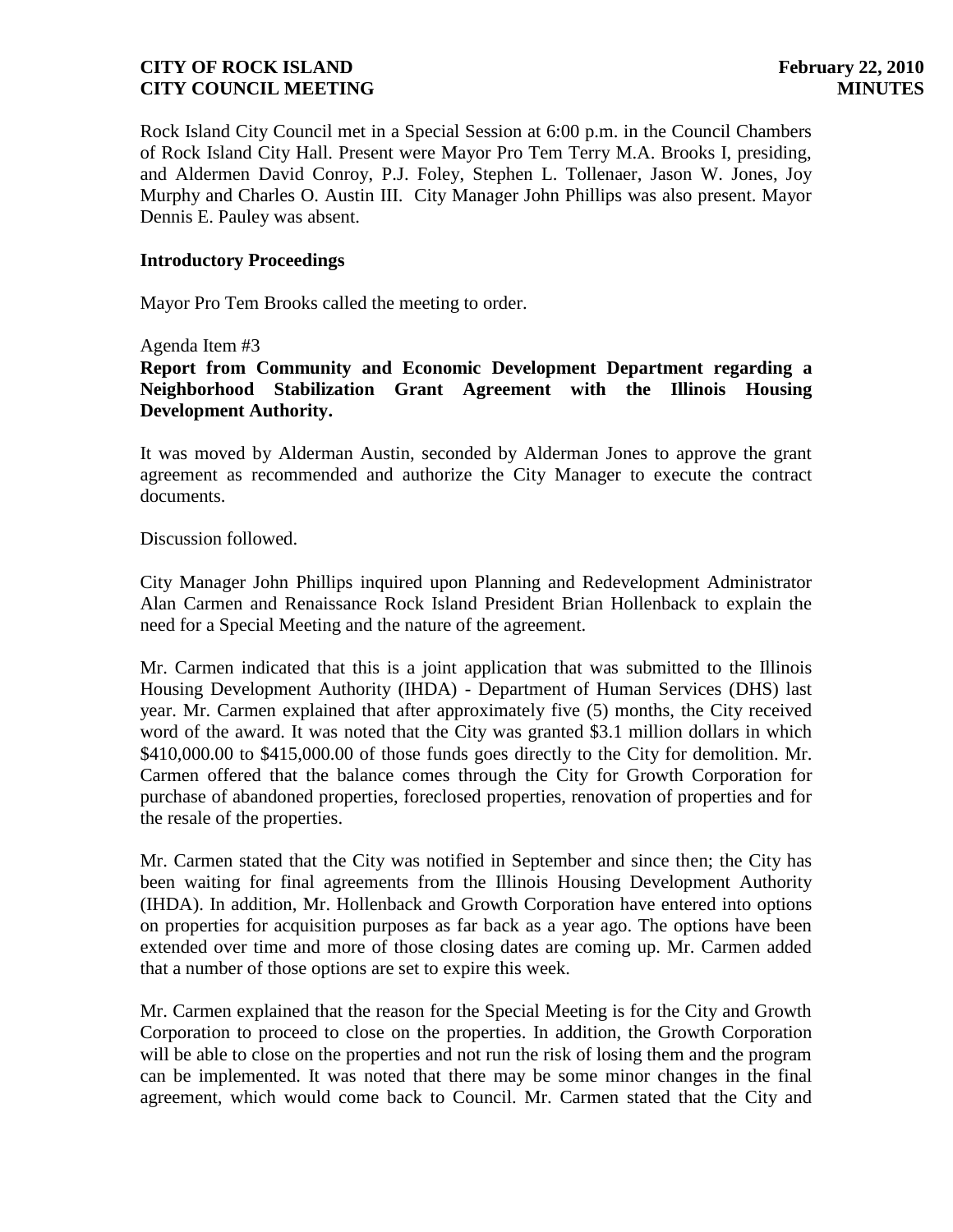Rock Island City Council met in a Special Session at 6:00 p.m. in the Council Chambers of Rock Island City Hall. Present were Mayor Pro Tem Terry M.A. Brooks I, presiding, and Aldermen David Conroy, P.J. Foley, Stephen L. Tollenaer, Jason W. Jones, Joy Murphy and Charles O. Austin III. City Manager John Phillips was also present. Mayor Dennis E. Pauley was absent.

**Introductory Proceedings**

Mayor Pro Tem Brooks called the meeting to order.

Agenda Item #3

**Report from Community and Economic Development Department regarding a Neighborhood Stabilization Grant Agreement with the Illinois Housing Development Authority.**

It was moved by Alderman Austin, seconded by Alderman Jones to approve the grant agreement as recommended and authorize the City Manager to execute the contract documents.

Discussion followed.

City Manager John Phillips inquired upon Planning and Redevelopment Administrator Alan Carmen and Renaissance Rock Island President Brian Hollenback to explain the need for a Special Meeting and the nature of the agreement.

Mr. Carmen indicated that this is a joint application that was submitted to the Illinois Housing Development Authority (IHDA) - Department of Human Services (DHS) last year. Mr. Carmen explained that after approximately five (5) months, the City received word of the award. It was noted that the City was granted \$3.1 million dollars in which \$410,000.00 to \$415,000.00 of those funds goes directly to the City for demolition. Mr. Carmen offered that the balance comes through the City for Growth Corporation for purchase of abandoned properties, foreclosed properties, renovation of properties and for the resale of the properties.

Mr. Carmen stated that the City was notified in September and since then; the City has been waiting for final agreements from the Illinois Housing Development Authority (IHDA). In addition, Mr. Hollenback and Growth Corporation have entered into options on properties for acquisition purposes as far back as a year ago. The options have been extended over time and more of those closing dates are coming up. Mr. Carmen added that a number of those options are set to expire this week.

Mr. Carmen explained that the reason for the Special Meeting is for the City and Growth Corporation to proceed to close on the properties. In addition, the Growth Corporation will be able to close on the properties and not run the risk of losing them and the program can be implemented. It was noted that there may be some minor changes in the final agreement, which would come back to Council. Mr. Carmen stated that the City and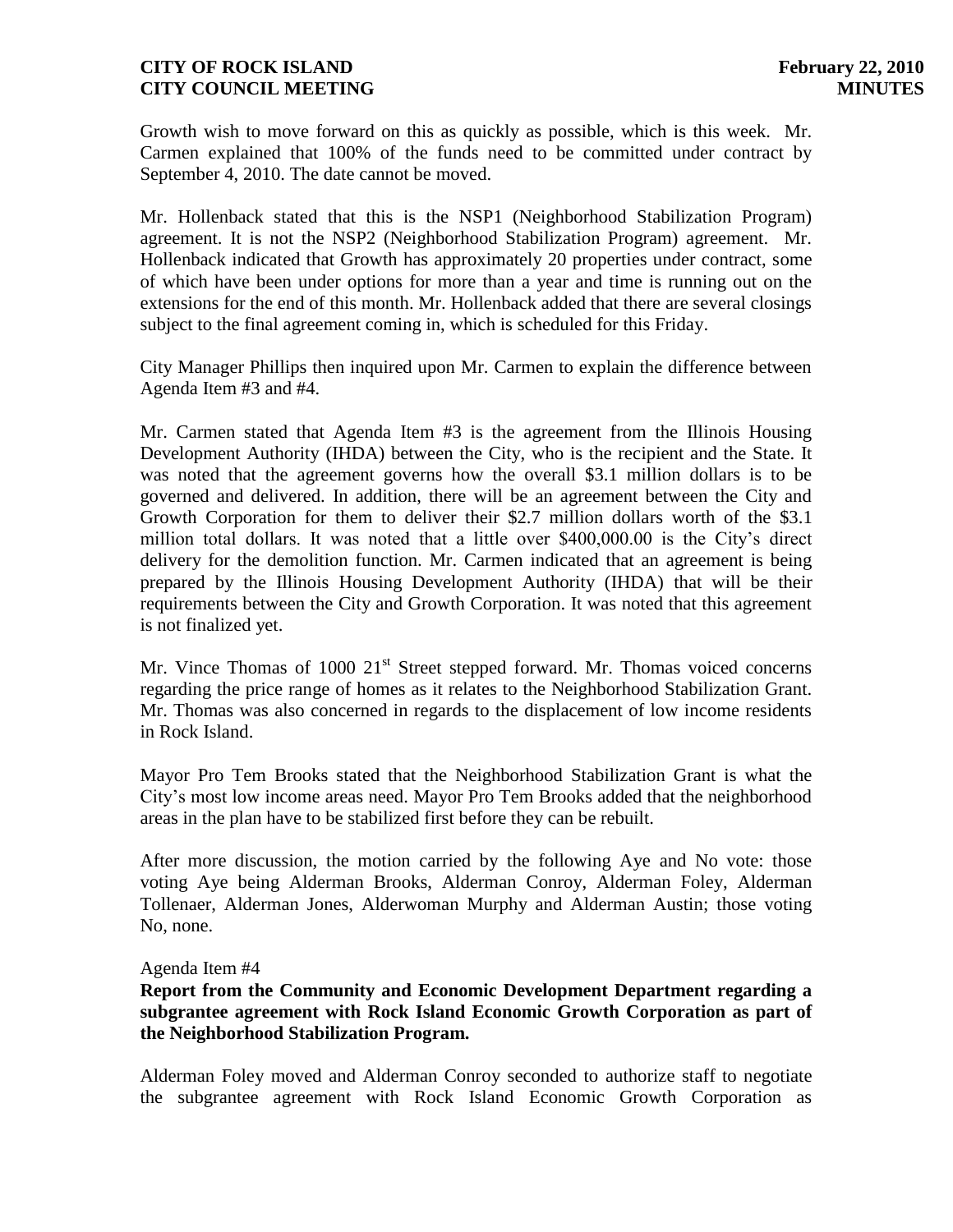Growth wish to move forward on this as quickly as possible, which is this week. Mr. Carmen explained that 100% of the funds need to be committed under contract by September 4, 2010. The date cannot be moved.

Mr. Hollenback stated that this is the NSP1 (Neighborhood Stabilization Program) agreement. It is not the NSP2 (Neighborhood Stabilization Program) agreement. Mr. Hollenback indicated that Growth has approximately 20 properties under contract, some of which have been under options for more than a year and time is running out on the extensions for the end of this month. Mr. Hollenback added that there are several closings subject to the final agreement coming in, which is scheduled for this Friday.

City Manager Phillips then inquired upon Mr. Carmen to explain the difference between Agenda Item #3 and #4.

Mr. Carmen stated that Agenda Item #3 is the agreement from the Illinois Housing Development Authority (IHDA) between the City, who is the recipient and the State. It was noted that the agreement governs how the overall \$3.1 million dollars is to be governed and delivered. In addition, there will be an agreement between the City and Growth Corporation for them to deliver their \$2.7 million dollars worth of the \$3.1 million total dollars. It was noted that a little over \$400,000.00 is the City's direct delivery for the demolition function. Mr. Carmen indicated that an agreement is being prepared by the Illinois Housing Development Authority (IHDA) that will be their requirements between the City and Growth Corporation. It was noted that this agreement is not finalized yet.

Mr. Vince Thomas of 1000 21st Street stepped forward. Mr. Thomas voiced concerns regarding the price range of homes as it relates to the Neighborhood Stabilization Grant. Mr. Thomas was also concerned in regards to the displacement of low income residents in Rock Island.

Mayor Pro Tem Brooks stated that the Neighborhood Stabilization Grant is what the City's most low income areas need. Mayor Pro Tem Brooks added that the neighborhood areas in the plan have to be stabilized first before they can be rebuilt.

After more discussion, the motion carried by the following Aye and No vote: those voting Aye being Alderman Brooks, Alderman Conroy, Alderman Foley, Alderman Tollenaer, Alderman Jones, Alderwoman Murphy and Alderman Austin; those voting No, none.

Agenda Item #4

**Report from the Community and Economic Development Department regarding a subgrantee agreement with Rock Island Economic Growth Corporation as part of the Neighborhood Stabilization Program.**

Alderman Foley moved and Alderman Conroy seconded to authorize staff to negotiate the subgrantee agreement with Rock Island Economic Growth Corporation as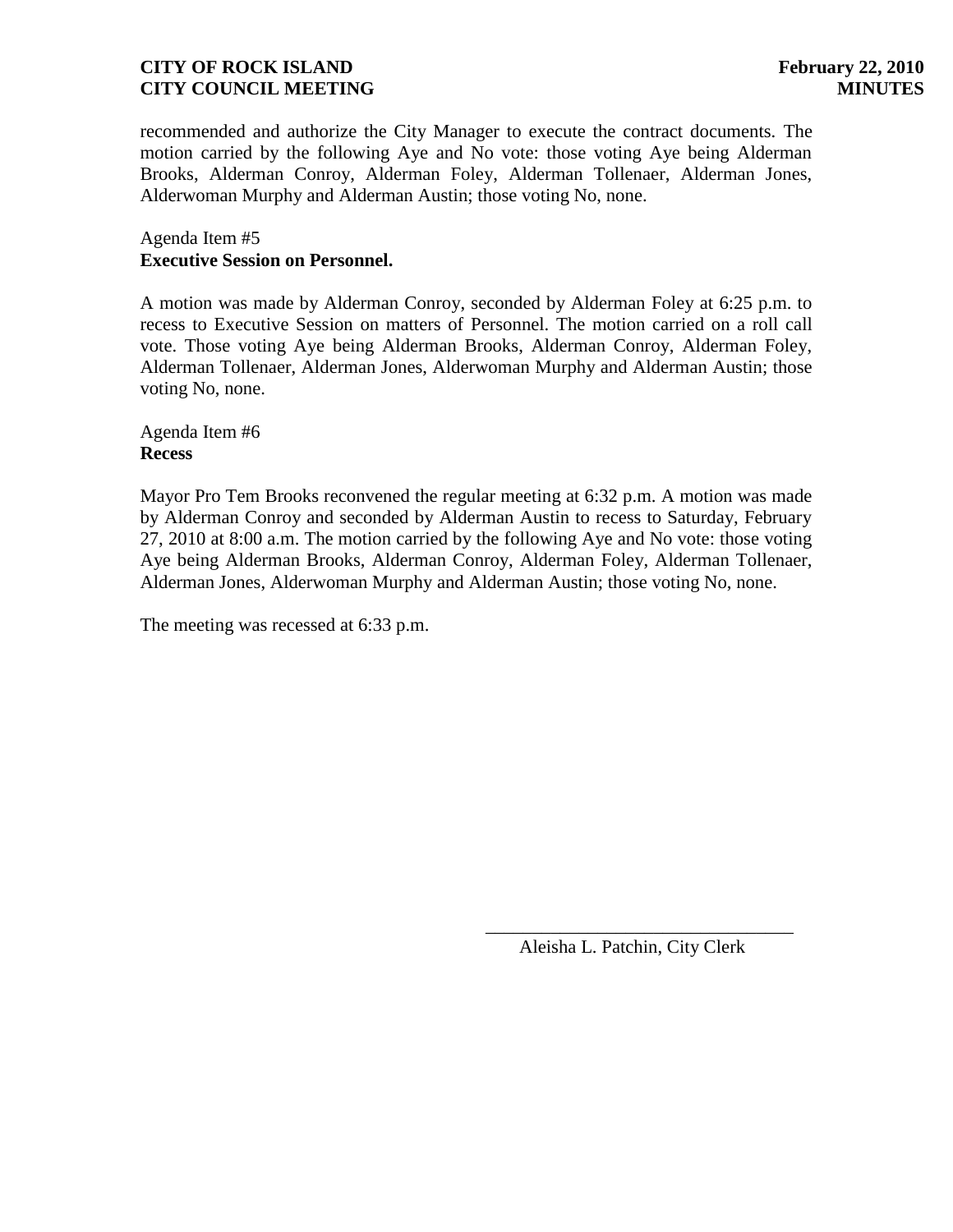recommended and authorize the City Manager to execute the contract documents. The motion carried by the following Aye and No vote: those voting Aye being Alderman Brooks, Alderman Conroy, Alderman Foley, Alderman Tollenaer, Alderman Jones, Alderwoman Murphy and Alderman Austin; those voting No, none.

Agenda Item #5
**Executive Session on Personnel.**

A motion was made by Alderman Conroy, seconded by Alderman Foley at 6:25 p.m. to recess to Executive Session on matters of Personnel. The motion carried on a roll call vote. Those voting Aye being Alderman Brooks, Alderman Conroy, Alderman Foley, Alderman Tollenaer, Alderman Jones, Alderwoman Murphy and Alderman Austin; those voting No, none.

Agenda Item #6
**Recess**

Mayor Pro Tem Brooks reconvened the regular meeting at 6:32 p.m. A motion was made by Alderman Conroy and seconded by Alderman Austin to recess to Saturday, February 27, 2010 at 8:00 a.m. The motion carried by the following Aye and No vote: those voting Aye being Alderman Brooks, Alderman Conroy, Alderman Foley, Alderman Tollenaer, Alderman Jones, Alderwoman Murphy and Alderman Austin; those voting No, none.

The meeting was recessed at 6:33 p.m.

\_\_\_\_\_\_\_\_\_\_\_\_\_\_\_\_\_\_\_\_\_\_\_\_\_\_\_\_\_\_\_\_\_\_

Aleisha L. Patchin, City Clerk